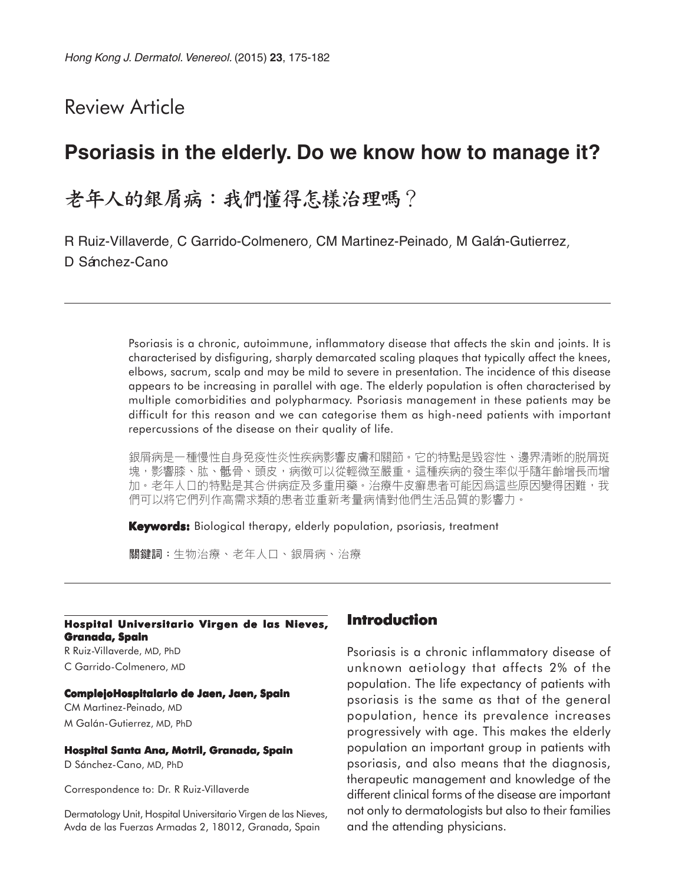Review Article

# Psoriasis in the elderly. Do we know how to manage it?

# 老年人的銀屑病：我們懂得怎樣治理嗎？

R Ruiz-Villaverde, C Garrido-Colmenero, CM Martinez-Peinado, M Galán-Gutierrez, D Sánchez-Cano

Psoriasis is a chronic, autoimmune, inflammatory disease that affects the skin and joints. It is characterised by disfiguring, sharply demarcated scaling plaques that typically affect the knees, elbows, sacrum, scalp and may be mild to severe in presentation. The incidence of this disease appears to be increasing in parallel with age. The elderly population is often characterised by multiple comorbidities and polypharmacy. Psoriasis management in these patients may be difficult for this reason and we can categorise them as high-need patients with important repercussions of the disease on their quality of life.

銀屑病是一種慢性自身免疫性炎性疾病影響皮膚和關節。它的特點是毀容性、邊界清晰的脫屑斑塊，影響膝、肱、骶骨、頭皮，病徵可以從輕微至嚴重。這種疾病的發生率似乎隨年齡增長而增加。老年人口的特點是其合併病症及多重用藥。治療牛皮癬患者可能因爲這些原因變得困難，我們可以將它們列作高需求類的患者並重新考量病情對他們生活品質的影響力。

**Keywords:** Biological therapy, elderly population, psoriasis, treatment

**關鍵詞**：生物治療、老年人口、銀屑病、治療

**Hospital Universitario Virgen de las Nieves, Granada, Spain**
R Ruiz-Villaverde, MD, PhD
C Garrido-Colmenero, MD

**ComplejoHospitalario de Jaen, Jaen, Spain**
CM Martinez-Peinado, MD
M Galán-Gutierrez, MD, PhD

**Hospital Santa Ana, Motril, Granada, Spain**
D Sánchez-Cano, MD, PhD

Correspondence to: Dr. R Ruiz-Villaverde

Dermatology Unit, Hospital Universitario Virgen de las Nieves, Avda de las Fuerzas Armadas 2, 18012, Granada, Spain

## Introduction

Psoriasis is a chronic inflammatory disease of unknown aetiology that affects 2% of the population. The life expectancy of patients with psoriasis is the same as that of the general population, hence its prevalence increases progressively with age. This makes the elderly population an important group in patients with psoriasis, and also means that the diagnosis, therapeutic management and knowledge of the different clinical forms of the disease are important not only to dermatologists but also to their families and the attending physicians.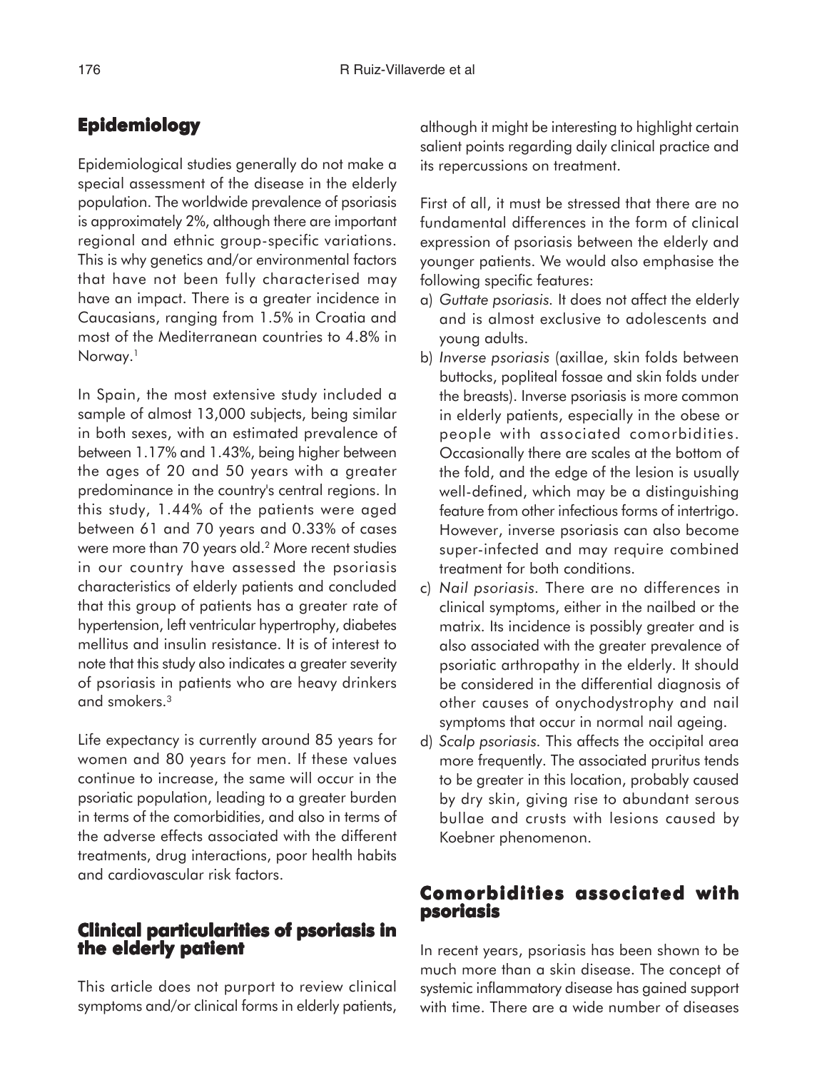## Epidemiology

Epidemiological studies generally do not make a special assessment of the disease in the elderly population. The worldwide prevalence of psoriasis is approximately 2%, although there are important regional and ethnic group-specific variations. This is why genetics and/or environmental factors that have not been fully characterised may have an impact. There is a greater incidence in Caucasians, ranging from 1.5% in Croatia and most of the Mediterranean countries to 4.8% in Norway.[1]

In Spain, the most extensive study included a sample of almost 13,000 subjects, being similar in both sexes, with an estimated prevalence of between 1.17% and 1.43%, being higher between the ages of 20 and 50 years with a greater predominance in the country's central regions. In this study, 1.44% of the patients were aged between 61 and 70 years and 0.33% of cases were more than 70 years old.[2] More recent studies in our country have assessed the psoriasis characteristics of elderly patients and concluded that this group of patients has a greater rate of hypertension, left ventricular hypertrophy, diabetes mellitus and insulin resistance. It is of interest to note that this study also indicates a greater severity of psoriasis in patients who are heavy drinkers and smokers.[3]

Life expectancy is currently around 85 years for women and 80 years for men. If these values continue to increase, the same will occur in the psoriatic population, leading to a greater burden in terms of the comorbidities, and also in terms of the adverse effects associated with the different treatments, drug interactions, poor health habits and cardiovascular risk factors.

## Clinical particularities of psoriasis in the elderly patient

This article does not purport to review clinical symptoms and/or clinical forms in elderly patients, although it might be interesting to highlight certain salient points regarding daily clinical practice and its repercussions on treatment.

First of all, it must be stressed that there are no fundamental differences in the form of clinical expression of psoriasis between the elderly and younger patients. We would also emphasise the following specific features:

a) *Guttate psoriasis.* It does not affect the elderly and is almost exclusive to adolescents and young adults.
b) *Inverse psoriasis* (axillae, skin folds between buttocks, popliteal fossae and skin folds under the breasts). Inverse psoriasis is more common in elderly patients, especially in the obese or people with associated comorbidities. Occasionally there are scales at the bottom of the fold, and the edge of the lesion is usually well-defined, which may be a distinguishing feature from other infectious forms of intertrigo. However, inverse psoriasis can also become super-infected and may require combined treatment for both conditions.
c) *Nail psoriasis.* There are no differences in clinical symptoms, either in the nailbed or the matrix. Its incidence is possibly greater and is also associated with the greater prevalence of psoriatic arthropathy in the elderly. It should be considered in the differential diagnosis of other causes of onychodystrophy and nail symptoms that occur in normal nail ageing.
d) *Scalp psoriasis.* This affects the occipital area more frequently. The associated pruritus tends to be greater in this location, probably caused by dry skin, giving rise to abundant serous bullae and crusts with lesions caused by Koebner phenomenon.

## Comorbidities associated with psoriasis

In recent years, psoriasis has been shown to be much more than a skin disease. The concept of systemic inflammatory disease has gained support with time. There are a wide number of diseases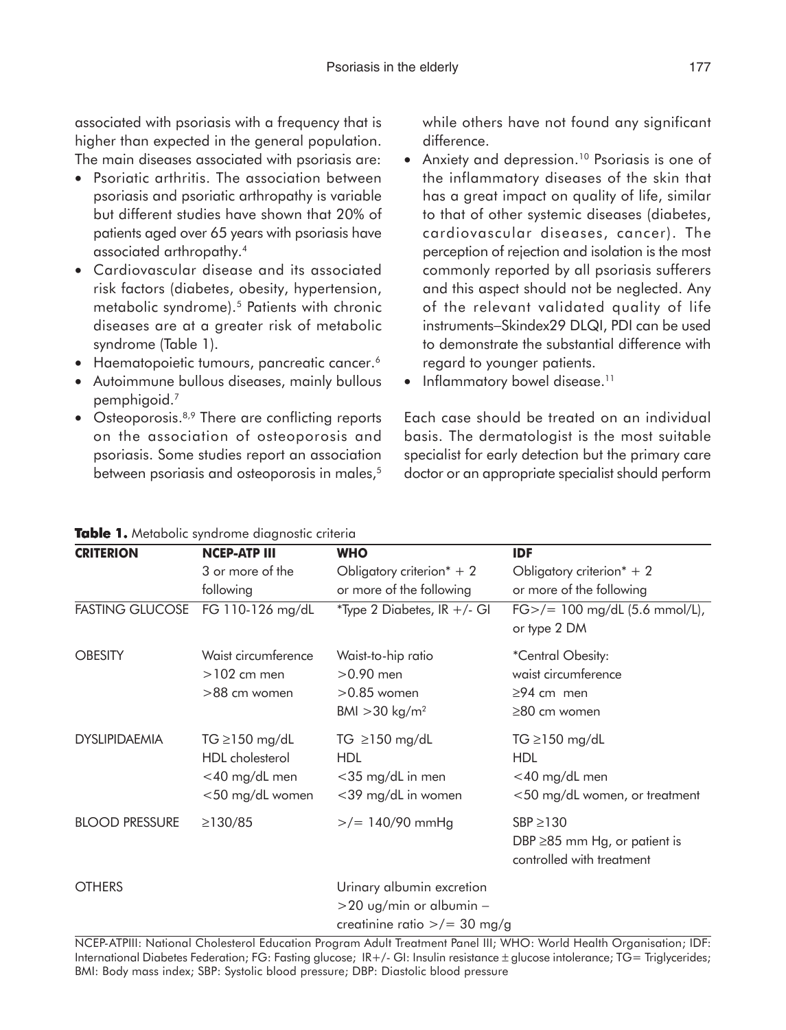associated with psoriasis with a frequency that is higher than expected in the general population. The main diseases associated with psoriasis are:

- Psoriatic arthritis. The association between psoriasis and psoriatic arthropathy is variable but different studies have shown that 20% of patients aged over 65 years with psoriasis have associated arthropathy.[4]
- Cardiovascular disease and its associated risk factors (diabetes, obesity, hypertension, metabolic syndrome).[5] Patients with chronic diseases are at a greater risk of metabolic syndrome (Table 1).
- Haematopoietic tumours, pancreatic cancer.[6]
- Autoimmune bullous diseases, mainly bullous pemphigoid.[7]
- Osteoporosis.[8,9] There are conflicting reports on the association of osteoporosis and psoriasis. Some studies report an association between psoriasis and osteoporosis in males,[5] while others have not found any significant difference.
- Anxiety and depression.[10] Psoriasis is one of the inflammatory diseases of the skin that has a great impact on quality of life, similar to that of other systemic diseases (diabetes, cardiovascular diseases, cancer). The perception of rejection and isolation is the most commonly reported by all psoriasis sufferers and this aspect should not be neglected. Any of the relevant validated quality of life instruments–Skindex29 DLQI, PDI can be used to demonstrate the substantial difference with regard to younger patients.
- Inflammatory bowel disease.[11]

Each case should be treated on an individual basis. The dermatologist is the most suitable specialist for early detection but the primary care doctor or an appropriate specialist should perform

**Table 1.** Metabolic syndrome diagnostic criteria

| CRITERION | NCEP-ATP III | WHO | IDF |
|---|---|---|---|
| | 3 or more of the following | Obligatory criterion* + 2 or more of the following | Obligatory criterion* + 2 or more of the following |
| FASTING GLUCOSE | FG 110-126 mg/dL | *Type 2 Diabetes, IR +/- GI | FG>/= 100 mg/dL (5.6 mmol/L), or type 2 DM |
| OBESITY | Waist circumference >102 cm men >88 cm women | Waist-to-hip ratio >0.90 men >0.85 women BMI >30 kg/m$^2$ | *Central Obesity: waist circumference ≥94 cm men ≥80 cm women |
| DYSLIPIDAEMIA | TG ≥150 mg/dL HDL cholesterol <40 mg/dL men <50 mg/dL women | TG ≥150 mg/dL HDL <35 mg/dL in men <39 mg/dL in women | TG ≥150 mg/dL HDL <40 mg/dL men <50 mg/dL women, or treatment |
| BLOOD PRESSURE | ≥130/85 | >/= 140/90 mmHg | SBP ≥130 DBP ≥85 mm Hg, or patient is controlled with treatment |
| OTHERS | | Urinary albumin excretion >20 ug/min or albumin – creatinine ratio >/= 30 mg/g | |

NCEP-ATPIII: National Cholesterol Education Program Adult Treatment Panel III; WHO: World Health Organisation; IDF: International Diabetes Federation; FG: Fasting glucose; IR+/- GI: Insulin resistance ± glucose intolerance; TG= Triglycerides; BMI: Body mass index; SBP: Systolic blood pressure; DBP: Diastolic blood pressure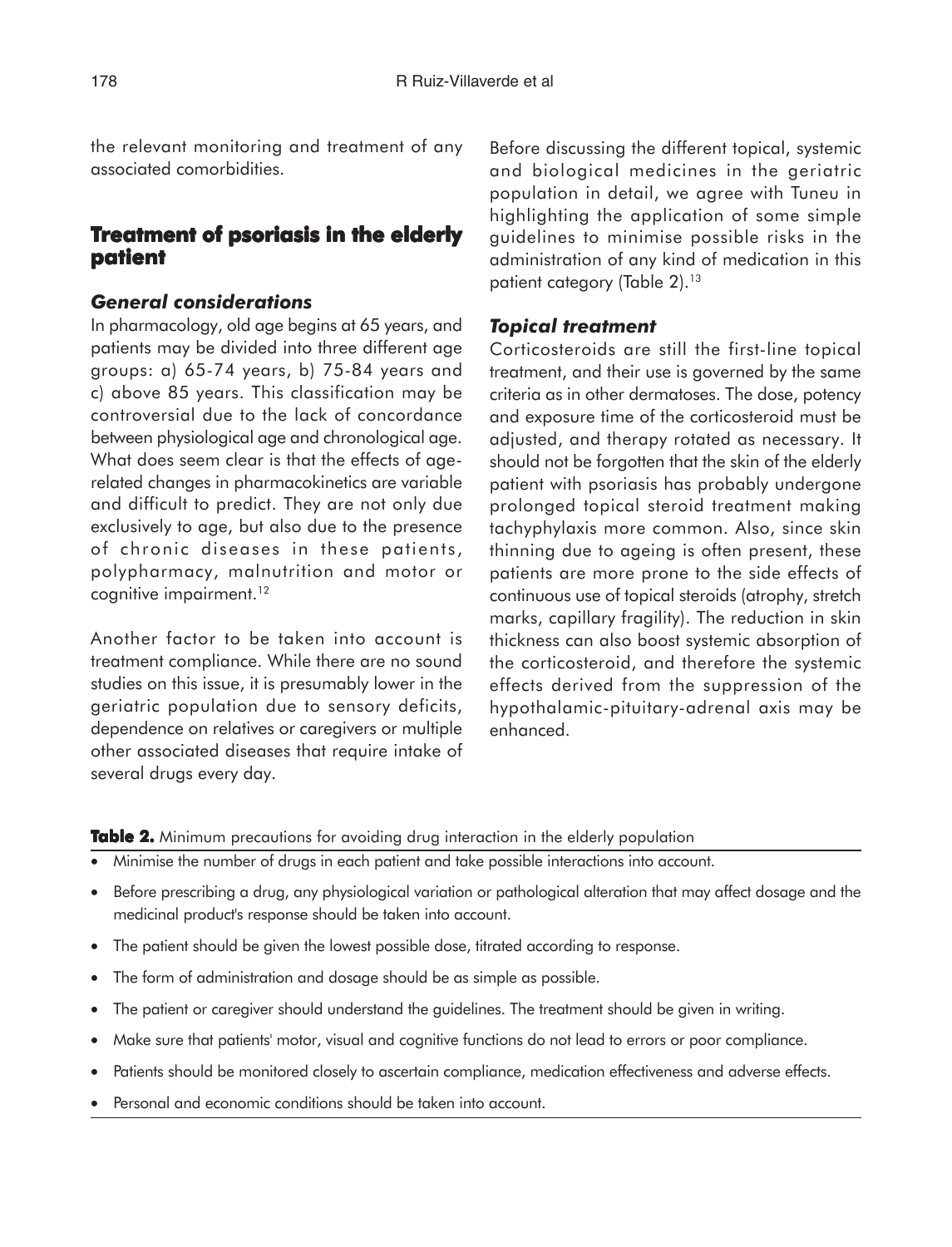the relevant monitoring and treatment of any associated comorbidities.

## Treatment of psoriasis in the elderly patient

### *General considerations*

In pharmacology, old age begins at 65 years, and patients may be divided into three different age groups: a) 65-74 years, b) 75-84 years and c) above 85 years. This classification may be controversial due to the lack of concordance between physiological age and chronological age. What does seem clear is that the effects of age-related changes in pharmacokinetics are variable and difficult to predict. They are not only due exclusively to age, but also due to the presence of chronic diseases in these patients, polypharmacy, malnutrition and motor or cognitive impairment.[12]

Another factor to be taken into account is treatment compliance. While there are no sound studies on this issue, it is presumably lower in the geriatric population due to sensory deficits, dependence on relatives or caregivers or multiple other associated diseases that require intake of several drugs every day.

Before discussing the different topical, systemic and biological medicines in the geriatric population in detail, we agree with Tuneu in highlighting the application of some simple guidelines to minimise possible risks in the administration of any kind of medication in this patient category (Table 2).[13]

### *Topical treatment*

Corticosteroids are still the first-line topical treatment, and their use is governed by the same criteria as in other dermatoses. The dose, potency and exposure time of the corticosteroid must be adjusted, and therapy rotated as necessary. It should not be forgotten that the skin of the elderly patient with psoriasis has probably undergone prolonged topical steroid treatment making tachyphylaxis more common. Also, since skin thinning due to ageing is often present, these patients are more prone to the side effects of continuous use of topical steroids (atrophy, stretch marks, capillary fragility). The reduction in skin thickness can also boost systemic absorption of the corticosteroid, and therefore the systemic effects derived from the suppression of the hypothalamic-pituitary-adrenal axis may be enhanced.

**Table 2.** Minimum precautions for avoiding drug interaction in the elderly population

- Minimise the number of drugs in each patient and take possible interactions into account.
- Before prescribing a drug, any physiological variation or pathological alteration that may affect dosage and the medicinal product's response should be taken into account.
- The patient should be given the lowest possible dose, titrated according to response.
- The form of administration and dosage should be as simple as possible.
- The patient or caregiver should understand the guidelines. The treatment should be given in writing.
- Make sure that patients' motor, visual and cognitive functions do not lead to errors or poor compliance.
- Patients should be monitored closely to ascertain compliance, medication effectiveness and adverse effects.
- Personal and economic conditions should be taken into account.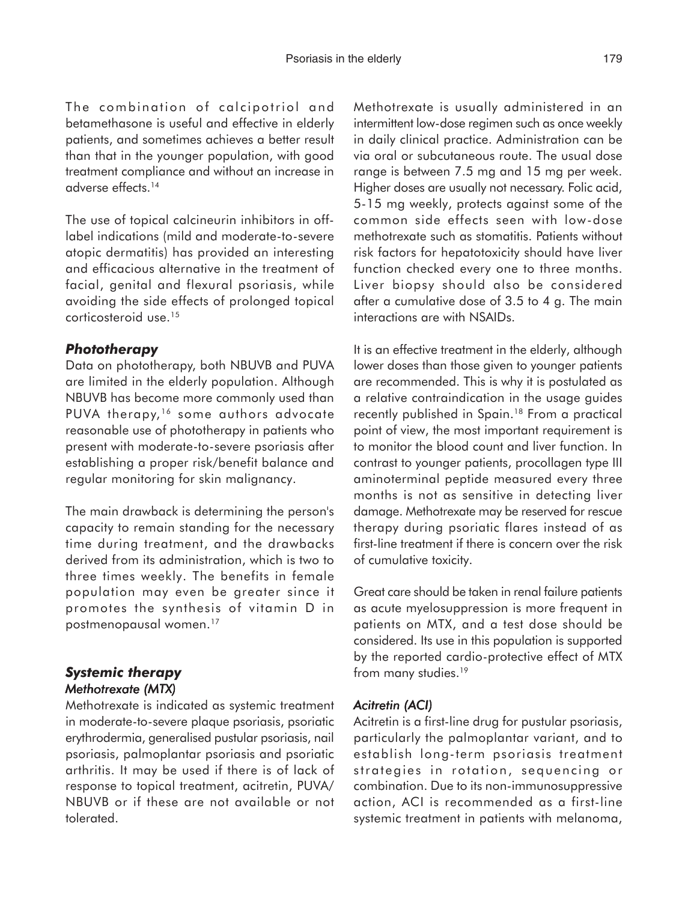The combination of calcipotriol and betamethasone is useful and effective in elderly patients, and sometimes achieves a better result than that in the younger population, with good treatment compliance and without an increase in adverse effects.[14]

The use of topical calcineurin inhibitors in off-label indications (mild and moderate-to-severe atopic dermatitis) has provided an interesting and efficacious alternative in the treatment of facial, genital and flexural psoriasis, while avoiding the side effects of prolonged topical corticosteroid use.[15]

### *Phototherapy*

Data on phototherapy, both NBUVB and PUVA are limited in the elderly population. Although NBUVB has become more commonly used than PUVA therapy,[16] some authors advocate reasonable use of phototherapy in patients who present with moderate-to-severe psoriasis after establishing a proper risk/benefit balance and regular monitoring for skin malignancy.

The main drawback is determining the person's capacity to remain standing for the necessary time during treatment, and the drawbacks derived from its administration, which is two to three times weekly. The benefits in female population may even be greater since it promotes the synthesis of vitamin D in postmenopausal women.[17]

### *Systemic therapy*

#### *Methotrexate (MTX)*

Methotrexate is indicated as systemic treatment in moderate-to-severe plaque psoriasis, psoriatic erythrodermia, generalised pustular psoriasis, nail psoriasis, palmoplantar psoriasis and psoriatic arthritis. It may be used if there is of lack of response to topical treatment, acitretin, PUVA/NBUVB or if these are not available or not tolerated.

Methotrexate is usually administered in an intermittent low-dose regimen such as once weekly in daily clinical practice. Administration can be via oral or subcutaneous route. The usual dose range is between 7.5 mg and 15 mg per week. Higher doses are usually not necessary. Folic acid, 5-15 mg weekly, protects against some of the common side effects seen with low-dose methotrexate such as stomatitis. Patients without risk factors for hepatotoxicity should have liver function checked every one to three months. Liver biopsy should also be considered after a cumulative dose of 3.5 to 4 g. The main interactions are with NSAIDs.

It is an effective treatment in the elderly, although lower doses than those given to younger patients are recommended. This is why it is postulated as a relative contraindication in the usage guides recently published in Spain.[18] From a practical point of view, the most important requirement is to monitor the blood count and liver function. In contrast to younger patients, procollagen type III aminoterminal peptide measured every three months is not as sensitive in detecting liver damage. Methotrexate may be reserved for rescue therapy during psoriatic flares instead of as first-line treatment if there is concern over the risk of cumulative toxicity.

Great care should be taken in renal failure patients as acute myelosuppression is more frequent in patients on MTX, and a test dose should be considered. Its use in this population is supported by the reported cardio-protective effect of MTX from many studies.[19]

#### *Acitretin (ACI)*

Acitretin is a first-line drug for pustular psoriasis, particularly the palmoplantar variant, and to establish long-term psoriasis treatment strategies in rotation, sequencing or combination. Due to its non-immunosuppressive action, ACI is recommended as a first-line systemic treatment in patients with melanoma,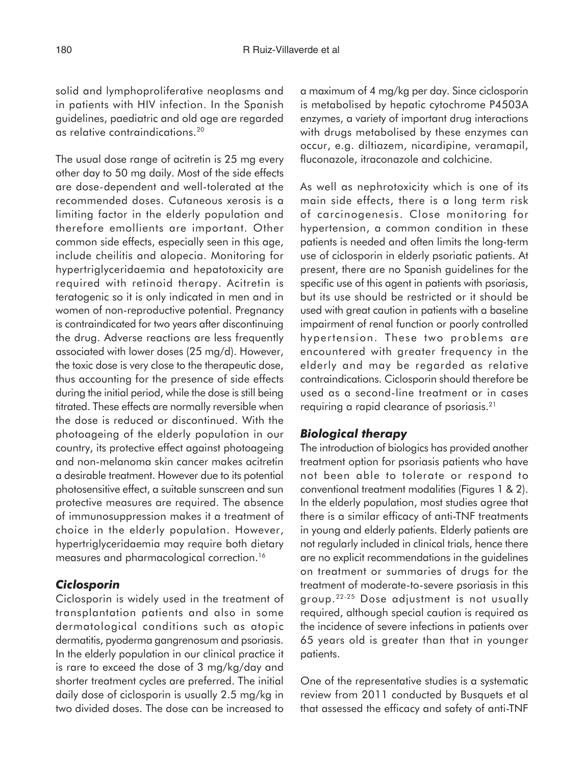solid and lymphoproliferative neoplasms and in patients with HIV infection. In the Spanish guidelines, paediatric and old age are regarded as relative contraindications.[20]

The usual dose range of acitretin is 25 mg every other day to 50 mg daily. Most of the side effects are dose-dependent and well-tolerated at the recommended doses. Cutaneous xerosis is a limiting factor in the elderly population and therefore emollients are important. Other common side effects, especially seen in this age, include cheilitis and alopecia. Monitoring for hypertriglyceridaemia and hepatotoxicity are required with retinoid therapy. Acitretin is teratogenic so it is only indicated in men and in women of non-reproductive potential. Pregnancy is contraindicated for two years after discontinuing the drug. Adverse reactions are less frequently associated with lower doses (25 mg/d). However, the toxic dose is very close to the therapeutic dose, thus accounting for the presence of side effects during the initial period, while the dose is still being titrated. These effects are normally reversible when the dose is reduced or discontinued. With the photoageing of the elderly population in our country, its protective effect against photoageing and non-melanoma skin cancer makes acitretin a desirable treatment. However due to its potential photosensitive effect, a suitable sunscreen and sun protective measures are required. The absence of immunosuppression makes it a treatment of choice in the elderly population. However, hypertriglyceridaemia may require both dietary measures and pharmacological correction.[16]

### *Ciclosporin*

Ciclosporin is widely used in the treatment of transplantation patients and also in some dermatological conditions such as atopic dermatitis, pyoderma gangrenosum and psoriasis. In the elderly population in our clinical practice it is rare to exceed the dose of 3 mg/kg/day and shorter treatment cycles are preferred. The initial daily dose of ciclosporin is usually 2.5 mg/kg in two divided doses. The dose can be increased to a maximum of 4 mg/kg per day. Since ciclosporin is metabolised by hepatic cytochrome P4503A enzymes, a variety of important drug interactions with drugs metabolised by these enzymes can occur, e.g. diltiazem, nicardipine, veramapil, fluconazole, itraconazole and colchicine.

As well as nephrotoxicity which is one of its main side effects, there is a long term risk of carcinogenesis. Close monitoring for hypertension, a common condition in these patients is needed and often limits the long-term use of ciclosporin in elderly psoriatic patients. At present, there are no Spanish guidelines for the specific use of this agent in patients with psoriasis, but its use should be restricted or it should be used with great caution in patients with a baseline impairment of renal function or poorly controlled hypertension. These two problems are encountered with greater frequency in the elderly and may be regarded as relative contraindications. Ciclosporin should therefore be used as a second-line treatment or in cases requiring a rapid clearance of psoriasis.[21]

### *Biological therapy*

The introduction of biologics has provided another treatment option for psoriasis patients who have not been able to tolerate or respond to conventional treatment modalities (Figures 1 & 2). In the elderly population, most studies agree that there is a similar efficacy of anti-TNF treatments in young and elderly patients. Elderly patients are not regularly included in clinical trials, hence there are no explicit recommendations in the guidelines on treatment or summaries of drugs for the treatment of moderate-to-severe psoriasis in this group.[22-25] Dose adjustment is not usually required, although special caution is required as the incidence of severe infections in patients over 65 years old is greater than that in younger patients.

One of the representative studies is a systematic review from 2011 conducted by Busquets et al that assessed the efficacy and safety of anti-TNF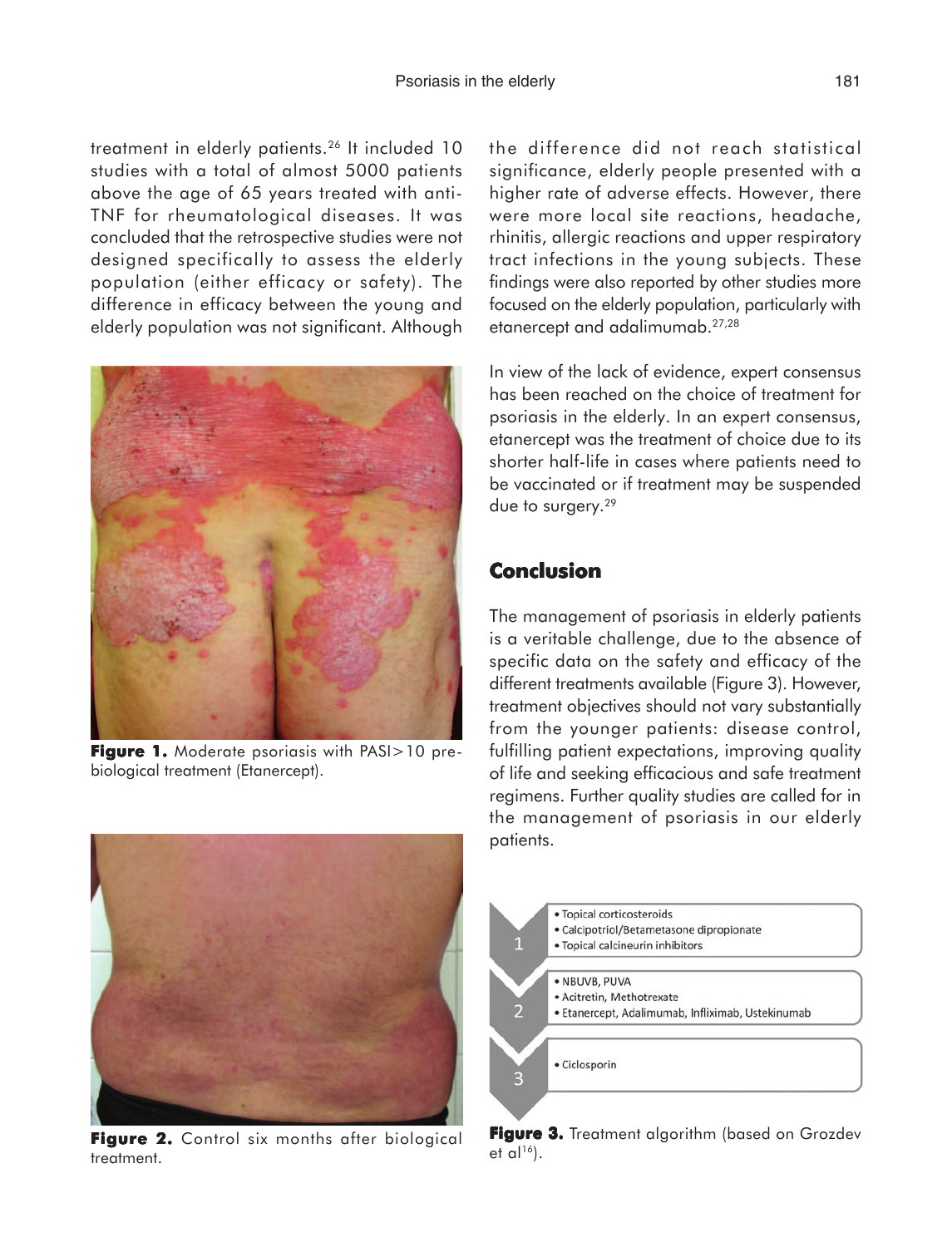treatment in elderly patients.[26] It included 10 studies with a total of almost 5000 patients above the age of 65 years treated with anti-TNF for rheumatological diseases. It was concluded that the retrospective studies were not designed specifically to assess the elderly population (either efficacy or safety). The difference in efficacy between the young and elderly population was not significant. Although the difference did not reach statistical significance, elderly people presented with a higher rate of adverse effects. However, there were more local site reactions, headache, rhinitis, allergic reactions and upper respiratory tract infections in the young subjects. These findings were also reported by other studies more focused on the elderly population, particularly with etanercept and adalimumab.[27,28]

**Figure 1.** Moderate psoriasis with PASI>10 pre-biological treatment (Etanercept).

**Figure 2.** Control six months after biological treatment.

In view of the lack of evidence, expert consensus has been reached on the choice of treatment for psoriasis in the elderly. In an expert consensus, etanercept was the treatment of choice due to its shorter half-life in cases where patients need to be vaccinated or if treatment may be suspended due to surgery.[29]

## Conclusion

The management of psoriasis in elderly patients is a veritable challenge, due to the absence of specific data on the safety and efficacy of the different treatments available (Figure 3). However, treatment objectives should not vary substantially from the younger patients: disease control, fulfilling patient expectations, improving quality of life and seeking efficacious and safe treatment regimens. Further quality studies are called for in the management of psoriasis in our elderly patients.

1
- Topical corticosteroids
- Calcipotriol/Betametasone dipropionate
- Topical calcineurin inhibitors

2
- NBUVB, PUVA
- Acitretin, Methotrexate
- Etanercept, Adalimumab, Infliximab, Ustekinumab

3
- Ciclosporin

**Figure 3.** Treatment algorithm (based on Grozdev et al[16]).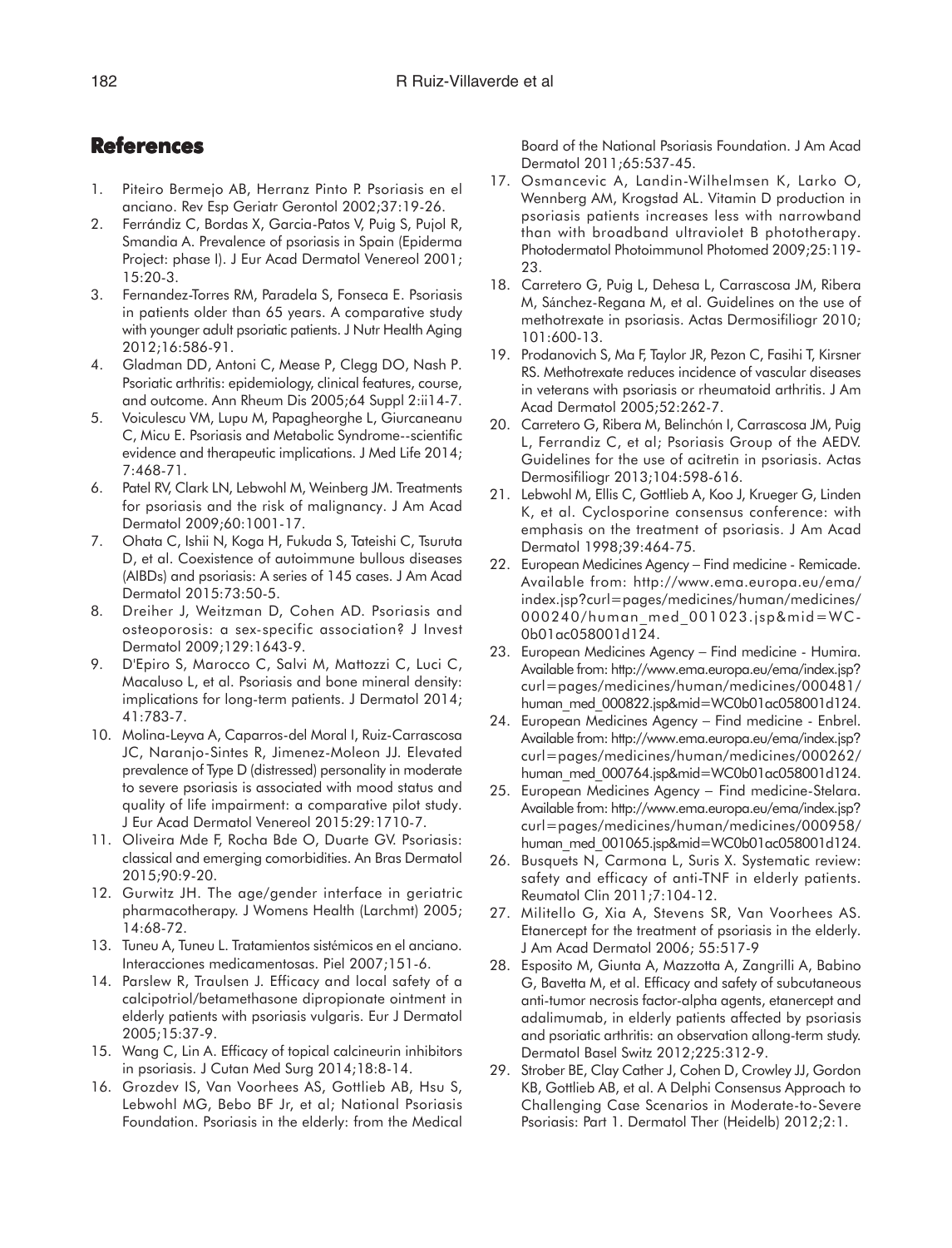## References

1. Piteiro Bermejo AB, Herranz Pinto P. Psoriasis en el anciano. Rev Esp Geriatr Gerontol 2002;37:19-26.
2. Ferrándiz C, Bordas X, Garcia-Patos V, Puig S, Pujol R, Smandia A. Prevalence of psoriasis in Spain (Epiderma Project: phase I). J Eur Acad Dermatol Venereol 2001; 15:20-3.
3. Fernandez-Torres RM, Paradela S, Fonseca E. Psoriasis in patients older than 65 years. A comparative study with younger adult psoriatic patients. J Nutr Health Aging 2012;16:586-91.
4. Gladman DD, Antoni C, Mease P, Clegg DO, Nash P. Psoriatic arthritis: epidemiology, clinical features, course, and outcome. Ann Rheum Dis 2005;64 Suppl 2:ii14-7.
5. Voiculescu VM, Lupu M, Papagheorghe L, Giurcaneanu C, Micu E. Psoriasis and Metabolic Syndrome--scientific evidence and therapeutic implications. J Med Life 2014; 7:468-71.
6. Patel RV, Clark LN, Lebwohl M, Weinberg JM. Treatments for psoriasis and the risk of malignancy. J Am Acad Dermatol 2009;60:1001-17.
7. Ohata C, Ishii N, Koga H, Fukuda S, Tateishi C, Tsuruta D, et al. Coexistence of autoimmune bullous diseases (AIBDs) and psoriasis: A series of 145 cases. J Am Acad Dermatol 2015:73:50-5.
8. Dreiher J, Weitzman D, Cohen AD. Psoriasis and osteoporosis: a sex-specific association? J Invest Dermatol 2009;129:1643-9.
9. D'Epiro S, Marocco C, Salvi M, Mattozzi C, Luci C, Macaluso L, et al. Psoriasis and bone mineral density: implications for long-term patients. J Dermatol 2014; 41:783-7.
10. Molina-Leyva A, Caparros-del Moral I, Ruiz-Carrascosa JC, Naranjo-Sintes R, Jimenez-Moleon JJ. Elevated prevalence of Type D (distressed) personality in moderate to severe psoriasis is associated with mood status and quality of life impairment: a comparative pilot study. J Eur Acad Dermatol Venereol 2015:29:1710-7.
11. Oliveira Mde F, Rocha Bde O, Duarte GV. Psoriasis: classical and emerging comorbidities. An Bras Dermatol 2015;90:9-20.
12. Gurwitz JH. The age/gender interface in geriatric pharmacotherapy. J Womens Health (Larchmt) 2005; 14:68-72.
13. Tuneu A, Tuneu L. Tratamientos sistémicos en el anciano. Interacciones medicamentosas. Piel 2007;151-6.
14. Parslew R, Traulsen J. Efficacy and local safety of a calcipotriol/betamethasone dipropionate ointment in elderly patients with psoriasis vulgaris. Eur J Dermatol 2005;15:37-9.
15. Wang C, Lin A. Efficacy of topical calcineurin inhibitors in psoriasis. J Cutan Med Surg 2014;18:8-14.
16. Grozdev IS, Van Voorhees AS, Gottlieb AB, Hsu S, Lebwohl MG, Bebo BF Jr, et al; National Psoriasis Foundation. Psoriasis in the elderly: from the Medical Board of the National Psoriasis Foundation. J Am Acad Dermatol 2011;65:537-45.
17. Osmancevic A, Landin-Wilhelmsen K, Larko O, Wennberg AM, Krogstad AL. Vitamin D production in psoriasis patients increases less with narrowband than with broadband ultraviolet B phototherapy. Photodermatol Photoimmunol Photomed 2009;25:119-23.
18. Carretero G, Puig L, Dehesa L, Carrascosa JM, Ribera M, Sánchez-Regana M, et al. Guidelines on the use of methotrexate in psoriasis. Actas Dermosifiliogr 2010; 101:600-13.
19. Prodanovich S, Ma F, Taylor JR, Pezon C, Fasihi T, Kirsner RS. Methotrexate reduces incidence of vascular diseases in veterans with psoriasis or rheumatoid arthritis. J Am Acad Dermatol 2005;52:262-7.
20. Carretero G, Ribera M, Belinchón I, Carrascosa JM, Puig L, Ferrandiz C, et al; Psoriasis Group of the AEDV. Guidelines for the use of acitretin in psoriasis. Actas Dermosifiliogr 2013;104:598-616.
21. Lebwohl M, Ellis C, Gottlieb A, Koo J, Krueger G, Linden K, et al. Cyclosporine consensus conference: with emphasis on the treatment of psoriasis. J Am Acad Dermatol 1998;39:464-75.
22. European Medicines Agency – Find medicine - Remicade. Available from: http://www.ema.europa.eu/ema/index.jsp?curl=pages/medicines/human/medicines/000240/human_med_001023.jsp&mid=WC0b01ac058001d124.
23. European Medicines Agency – Find medicine - Humira. Available from: http://www.ema.europa.eu/ema/index.jsp?curl=pages/medicines/human/medicines/000481/human_med_000822.jsp&mid=WC0b01ac058001d124.
24. European Medicines Agency – Find medicine - Enbrel. Available from: http://www.ema.europa.eu/ema/index.jsp?curl=pages/medicines/human/medicines/000262/human_med_000764.jsp&mid=WC0b01ac058001d124.
25. European Medicines Agency – Find medicine-Stelara. Available from: http://www.ema.europa.eu/ema/index.jsp?curl=pages/medicines/human/medicines/000958/human_med_001065.jsp&mid=WC0b01ac058001d124.
26. Busquets N, Carmona L, Suris X. Systematic review: safety and efficacy of anti-TNF in elderly patients. Reumatol Clin 2011;7:104-12.
27. Militello G, Xia A, Stevens SR, Van Voorhees AS. Etanercept for the treatment of psoriasis in the elderly. J Am Acad Dermatol 2006; 55:517-9
28. Esposito M, Giunta A, Mazzotta A, Zangrilli A, Babino G, Bavetta M, et al. Efficacy and safety of subcutaneous anti-tumor necrosis factor-alpha agents, etanercept and adalimumab, in elderly patients affected by psoriasis and psoriatic arthritis: an observation allong-term study. Dermatol Basel Switz 2012;225:312-9.
29. Strober BE, Clay Cather J, Cohen D, Crowley JJ, Gordon KB, Gottlieb AB, et al. A Delphi Consensus Approach to Challenging Case Scenarios in Moderate-to-Severe Psoriasis: Part 1. Dermatol Ther (Heidelb) 2012;2:1.